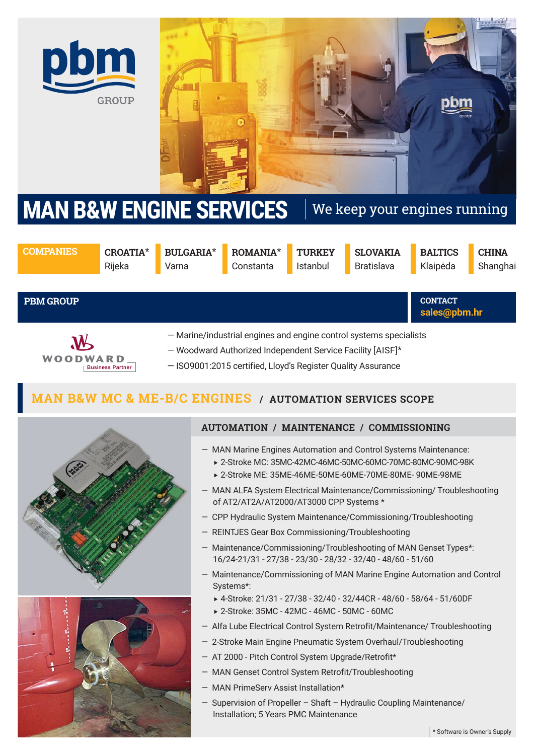pbm GROUP

# MAN B&W ENGINE SERVICES

We keep your engines running

**COMPANIES**

| CROATIA* | BULGARIA* | ROMANIA* | TURKEY | SLOVAKIA | BALTICS | CHINA |
|---|---|---|---|---|---|---|
| Rijeka | Varna | Constanta | Istanbul | Bratislava | Klaipėda | Shanghai |

## PBM GROUP

**CONTACT**
**sales@pbm.hr**

WOODWARD Business Partner

— Marine/industrial engines and engine control systems specialists
— Woodward Authorized Independent Service Facility [AISF]*
— ISO9001:2015 certified, Lloyd's Register Quality Assurance

## MAN B&W MC & ME-B/C ENGINES / AUTOMATION SERVICES SCOPE

### AUTOMATION / MAINTENANCE / COMMISSIONING

- MAN Marine Engines Automation and Control Systems Maintenance:
  - 2-Stroke MC: 35MC-42MC-46MC-50MC-60MC-70MC-80MC-90MC-98K
  - 2-Stroke ME: 35ME-46ME-50ME-60ME-70ME-80ME- 90ME-98ME
- MAN ALFA System Electrical Maintenance/Commissioning/ Troubleshooting of AT2/AT2A/AT2000/AT3000 CPP Systems *
- CPP Hydraulic System Maintenance/Commissioning/Troubleshooting
- REINTJES Gear Box Commissioning/Troubleshooting
- Maintenance/Commissioning/Troubleshooting of MAN Genset Types*: 16/24-21/31 - 27/38 - 23/30 - 28/32 - 32/40 - 48/60 - 51/60
- Maintenance/Commissioning of MAN Marine Engine Automation and Control Systems*:
  - 4-Stroke: 21/31 - 27/38 - 32/40 - 32/44CR - 48/60 - 58/64 - 51/60DF
  - 2-Stroke: 35MC - 42MC - 46MC - 50MC - 60MC
- Alfa Lube Electrical Control System Retrofit/Maintenance/ Troubleshooting
- 2-Stroke Main Engine Pneumatic System Overhaul/Troubleshooting
- AT 2000 - Pitch Control System Upgrade/Retrofit*
- MAN Genset Control System Retrofit/Troubleshooting
- MAN PrimeServ Assist Installation*
- Supervision of Propeller – Shaft – Hydraulic Coupling Maintenance/ Installation; 5 Years PMC Maintenance

* Software is Owner's Supply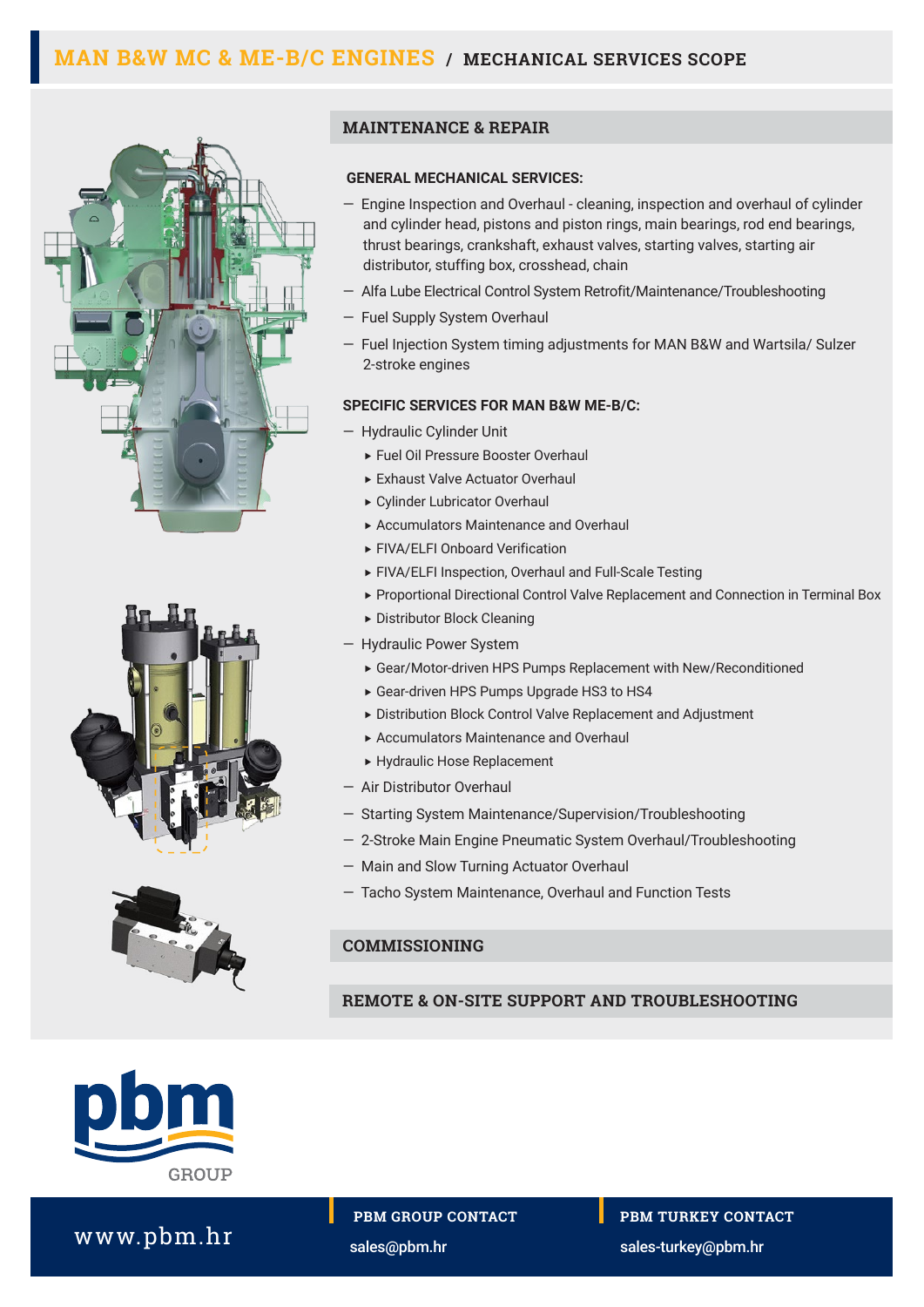# MAN B&W MC & ME-B/C ENGINES / MECHANICAL SERVICES SCOPE

## MAINTENANCE & REPAIR

### GENERAL MECHANICAL SERVICES:

- Engine Inspection and Overhaul - cleaning, inspection and overhaul of cylinder and cylinder head, pistons and piston rings, main bearings, rod end bearings, thrust bearings, crankshaft, exhaust valves, starting valves, starting air distributor, stuffing box, crosshead, chain
- Alfa Lube Electrical Control System Retrofit/Maintenance/Troubleshooting
- Fuel Supply System Overhaul
- Fuel Injection System timing adjustments for MAN B&W and Wartsila/ Sulzer 2-stroke engines

### SPECIFIC SERVICES FOR MAN B&W ME-B/C:

- Hydraulic Cylinder Unit
  - Fuel Oil Pressure Booster Overhaul
  - Exhaust Valve Actuator Overhaul
  - Cylinder Lubricator Overhaul
  - Accumulators Maintenance and Overhaul
  - FIVA/ELFI Onboard Verification
  - FIVA/ELFI Inspection, Overhaul and Full-Scale Testing
  - Proportional Directional Control Valve Replacement and Connection in Terminal Box
  - Distributor Block Cleaning
- Hydraulic Power System
  - Gear/Motor-driven HPS Pumps Replacement with New/Reconditioned
  - Gear-driven HPS Pumps Upgrade HS3 to HS4
  - Distribution Block Control Valve Replacement and Adjustment
  - Accumulators Maintenance and Overhaul
  - Hydraulic Hose Replacement
- Air Distributor Overhaul
- Starting System Maintenance/Supervision/Troubleshooting
- 2-Stroke Main Engine Pneumatic System Overhaul/Troubleshooting
- Main and Slow Turning Actuator Overhaul
- Tacho System Maintenance, Overhaul and Function Tests

## COMMISSIONING

## REMOTE & ON-SITE SUPPORT AND TROUBLESHOOTING

pbm GROUP

www.pbm.hr

**PBM GROUP CONTACT**
sales@pbm.hr

**PBM TURKEY CONTACT**
sales-turkey@pbm.hr